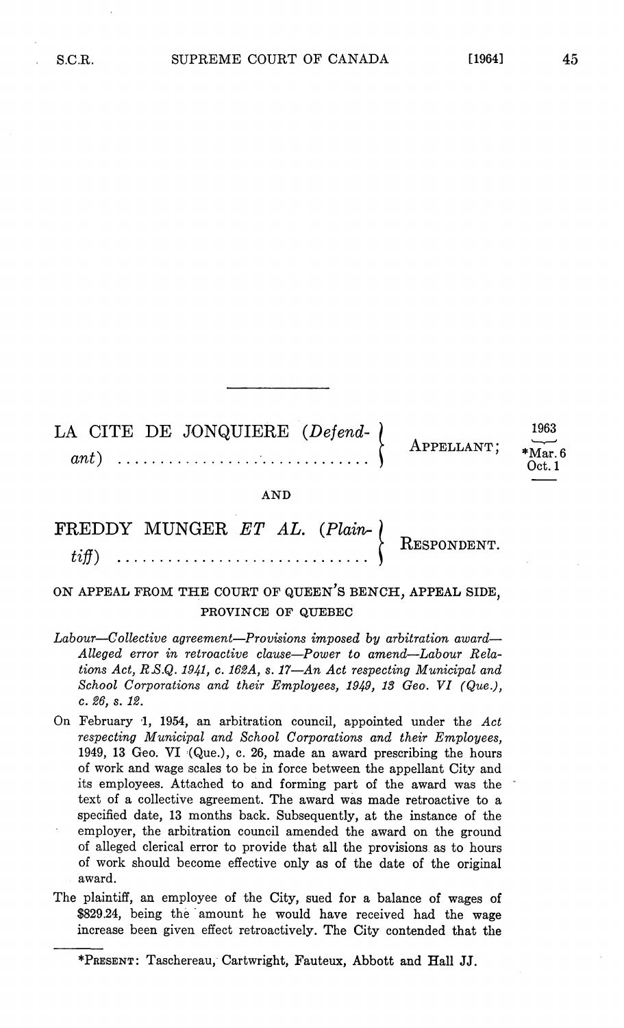LA CITE DE JONQUIERE (*Defendant*) ........ APPELLANT;

1963
*Mar. 6
Oct. 1

AND

FREDDY MUNGER *ET AL.* (*Plaintiff*) ........ RESPONDENT.

ON APPEAL FROM THE COURT OF QUEEN'S BENCH, APPEAL SIDE, PROVINCE OF QUEBEC

*Labour—Collective agreement—Provisions imposed by arbitration award—Alleged error in retroactive clause—Power to amend—Labour Relations Act, R.S.Q. 1941, c. 162A, s. 17—An Act respecting Municipal and School Corporations and their Employees, 1949, 13 Geo. VI (Que.), c. 26, s. 12.*

On February 1, 1954, an arbitration council, appointed under the *Act respecting Municipal and School Corporations and their Employees*, 1949, 13 Geo. VI (Que.), c. 26, made an award prescribing the hours of work and wage scales to be in force between the appellant City and its employees. Attached to and forming part of the award was the text of a collective agreement. The award was made retroactive to a specified date, 13 months back. Subsequently, at the instance of the employer, the arbitration council amended the award on the ground of alleged clerical error to provide that all the provisions as to hours of work should become effective only as of the date of the original award.

The plaintiff, an employee of the City, sued for a balance of wages of $829.24, being the amount he would have received had the wage increase been given effect retroactively. The City contended that the

---

*PRESENT: Taschereau, Cartwright, Fauteux, Abbott and Hall JJ.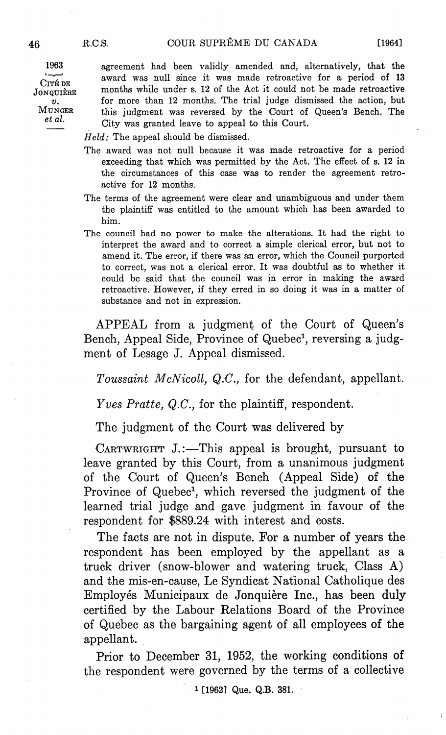agreement had been validly amended and, alternatively, that the award was null since it was made retroactive for a period of 13 months while under s. 12 of the Act it could not be made retroactive for more than 12 months. The trial judge dismissed the action, but this judgment was reversed by the Court of Queen's Bench. The City was granted leave to appeal to this Court.

*Held*: The appeal should be dismissed.

The award was not null because it was made retroactive for a period exceeding that which was permitted by the Act. The effect of s. 12 in the circumstances of this case was to render the agreement retroactive for 12 months.

The terms of the agreement were clear and unambiguous and under them the plaintiff was entitled to the amount which has been awarded to him.

The council had no power to make the alterations. It had the right to interpret the award and to correct a simple clerical error, but not to amend it. The error, if there was an error, which the Council purported to correct, was not a clerical error. It was doubtful as to whether it could be said that the council was in error in making the award retroactive. However, if they erred in so doing it was in a matter of substance and not in expression.

APPEAL from a judgment of the Court of Queen's Bench, Appeal Side, Province of Quebec[1], reversing a judgment of Lesage J. Appeal dismissed.

*Toussaint McNicoll, Q.C.*, for the defendant, appellant.

*Yves Pratte, Q.C.*, for the plaintiff, respondent.

The judgment of the Court was delivered by

CARTWRIGHT J.:—This appeal is brought, pursuant to leave granted by this Court, from a unanimous judgment of the Court of Queen's Bench (Appeal Side) of the Province of Quebec[1], which reversed the judgment of the learned trial judge and gave judgment in favour of the respondent for $889.24 with interest and costs.

The facts are not in dispute. For a number of years the respondent has been employed by the appellant as a truck driver (snow-blower and watering truck, Class A) and the mis-en-cause, Le Syndicat National Catholique des Employés Municipaux de Jonquière Inc., has been duly certified by the Labour Relations Board of the Province of Quebec as the bargaining agent of all employees of the appellant.

Prior to December 31, 1952, the working conditions of the respondent were governed by the terms of a collective

[1] [1962] Que. Q.B. 381.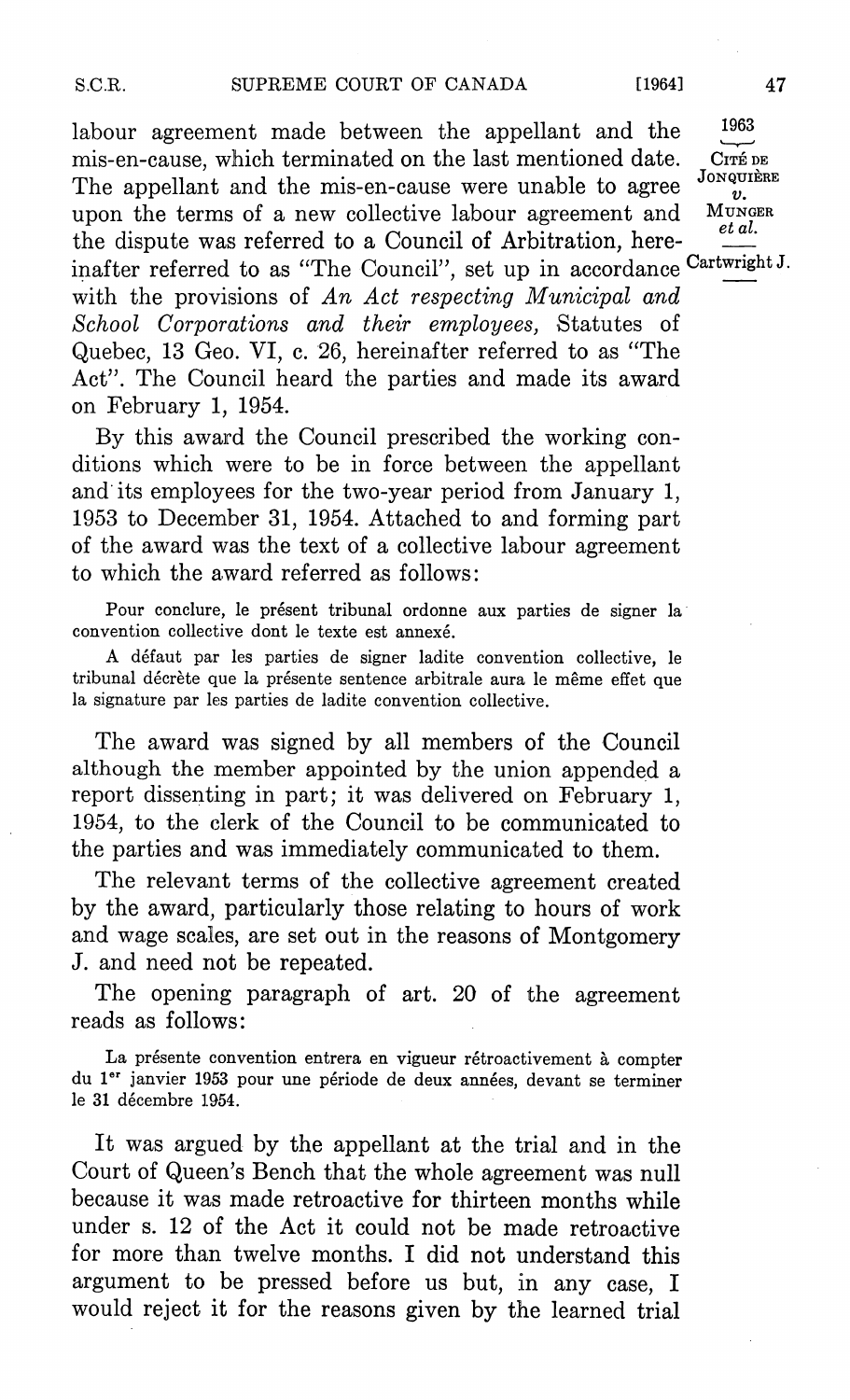labour agreement made between the appellant and the mis-en-cause, which terminated on the last mentioned date. The appellant and the mis-en-cause were unable to agree upon the terms of a new collective labour agreement and the dispute was referred to a Council of Arbitration, hereinafter referred to as "The Council", set up in accordance with the provisions of *An Act respecting Municipal and School Corporations and their employees*, Statutes of Quebec, 13 Geo. VI, c. 26, hereinafter referred to as "The Act". The Council heard the parties and made its award on February 1, 1954.

By this award the Council prescribed the working conditions which were to be in force between the appellant and its employees for the two-year period from January 1, 1953 to December 31, 1954. Attached to and forming part of the award was the text of a collective labour agreement to which the award referred as follows:

> Pour conclure, le présent tribunal ordonne aux parties de signer la convention collective dont le texte est annexé.
>
> A défaut par les parties de signer ladite convention collective, le tribunal décrète que la présente sentence arbitrale aura le même effet que la signature par les parties de ladite convention collective.

The award was signed by all members of the Council although the member appointed by the union appended a report dissenting in part; it was delivered on February 1, 1954, to the clerk of the Council to be communicated to the parties and was immediately communicated to them.

The relevant terms of the collective agreement created by the award, particularly those relating to hours of work and wage scales, are set out in the reasons of Montgomery J. and need not be repeated.

The opening paragraph of art. 20 of the agreement reads as follows:

> La présente convention entrera en vigueur rétroactivement à compter du 1er janvier 1953 pour une période de deux années, devant se terminer le 31 décembre 1954.

It was argued by the appellant at the trial and in the Court of Queen's Bench that the whole agreement was null because it was made retroactive for thirteen months while under s. 12 of the Act it could not be made retroactive for more than twelve months. I did not understand this argument to be pressed before us but, in any case, I would reject it for the reasons given by the learned trial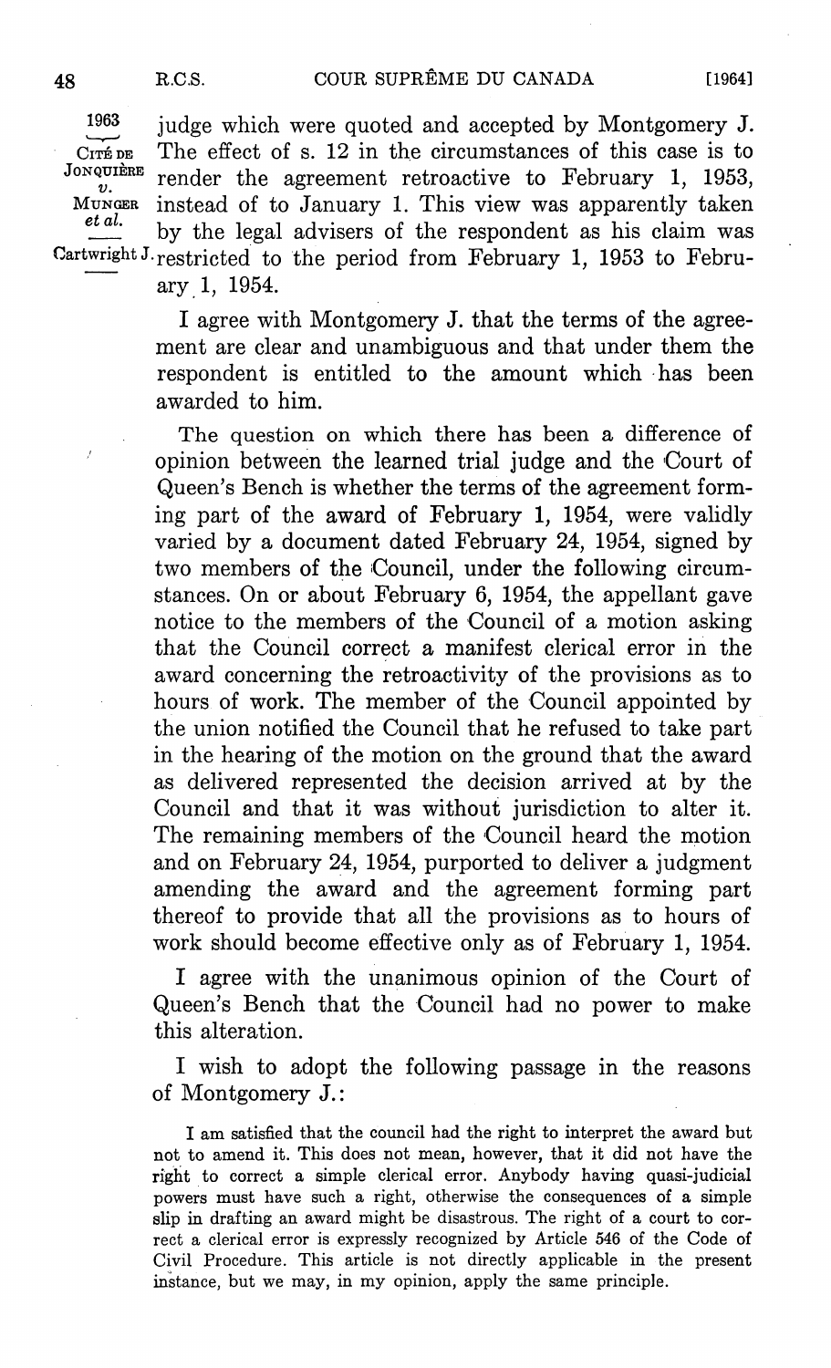judge which were quoted and accepted by Montgomery J. The effect of s. 12 in the circumstances of this case is to render the agreement retroactive to February 1, 1953, instead of to January 1. This view was apparently taken by the legal advisers of the respondent as his claim was restricted to the period from February 1, 1953 to February 1, 1954.

I agree with Montgomery J. that the terms of the agreement are clear and unambiguous and that under them the respondent is entitled to the amount which has been awarded to him.

The question on which there has been a difference of opinion between the learned trial judge and the Court of Queen's Bench is whether the terms of the agreement forming part of the award of February 1, 1954, were validly varied by a document dated February 24, 1954, signed by two members of the Council, under the following circumstances. On or about February 6, 1954, the appellant gave notice to the members of the Council of a motion asking that the Council correct a manifest clerical error in the award concerning the retroactivity of the provisions as to hours of work. The member of the Council appointed by the union notified the Council that he refused to take part in the hearing of the motion on the ground that the award as delivered represented the decision arrived at by the Council and that it was without jurisdiction to alter it. The remaining members of the Council heard the motion and on February 24, 1954, purported to deliver a judgment amending the award and the agreement forming part thereof to provide that all the provisions as to hours of work should become effective only as of February 1, 1954.

I agree with the unanimous opinion of the Court of Queen's Bench that the Council had no power to make this alteration.

I wish to adopt the following passage in the reasons of Montgomery J.:

> I am satisfied that the council had the right to interpret the award but not to amend it. This does not mean, however, that it did not have the right to correct a simple clerical error. Anybody having quasi-judicial powers must have such a right, otherwise the consequences of a simple slip in drafting an award might be disastrous. The right of a court to correct a clerical error is expressly recognized by Article 546 of the Code of Civil Procedure. This article is not directly applicable in the present instance, but we may, in my opinion, apply the same principle.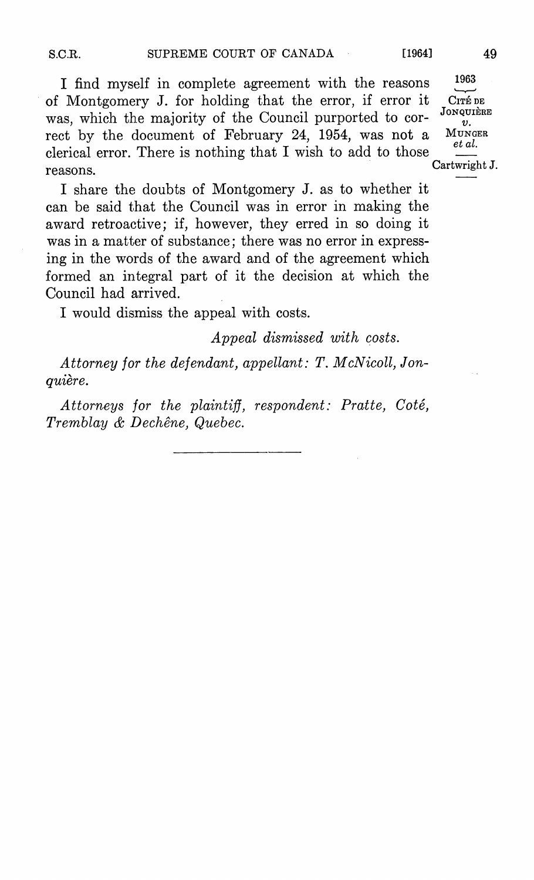I find myself in complete agreement with the reasons of Montgomery J. for holding that the error, if error it was, which the majority of the Council purported to correct by the document of February 24, 1954, was not a clerical error. There is nothing that I wish to add to those reasons.

I share the doubts of Montgomery J. as to whether it can be said that the Council was in error in making the award retroactive; if, however, they erred in so doing it was in a matter of substance; there was no error in expressing in the words of the award and of the agreement which formed an integral part of it the decision at which the Council had arrived.

I would dismiss the appeal with costs.

*Appeal dismissed with costs.*

*Attorney for the defendant, appellant: T. McNicoll, Jonquière.*

*Attorneys for the plaintiff, respondent: Pratte, Coté, Tremblay & Dechêne, Quebec.*